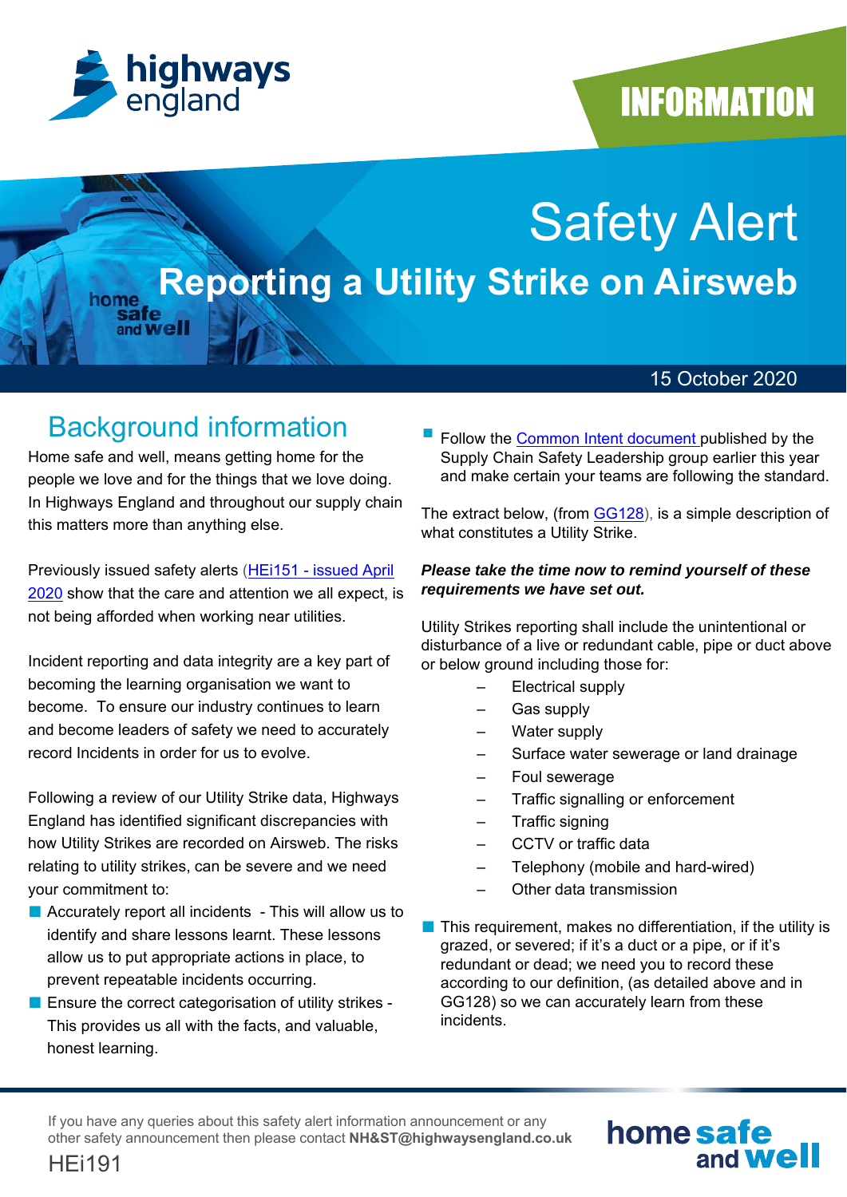highways england

INFORMATION

# Safety Alert

## Reporting a Utility Strike on Airsweb

15 October 2020

## Background information

Home safe and well, means getting home for the people we love and for the things that we love doing. In Highways England and throughout our supply chain this matters more than anything else.

Previously issued safety alerts (HEi151 - issued April 2020 show that the care and attention we all expect, is not being afforded when working near utilities.

Incident reporting and data integrity are a key part of becoming the learning organisation we want to become. To ensure our industry continues to learn and become leaders of safety we need to accurately record Incidents in order for us to evolve.

Following a review of our Utility Strike data, Highways England has identified significant discrepancies with how Utility Strikes are recorded on Airsweb. The risks relating to utility strikes, can be severe and we need your commitment to:

- Accurately report all incidents - This will allow us to identify and share lessons learnt. These lessons allow us to put appropriate actions in place, to prevent repeatable incidents occurring.
- Ensure the correct categorisation of utility strikes - This provides us all with the facts, and valuable, honest learning.
- Follow the Common Intent document published by the Supply Chain Safety Leadership group earlier this year and make certain your teams are following the standard.

The extract below, (from GG128), is a simple description of what constitutes a Utility Strike.

***Please take the time now to remind yourself of these requirements we have set out.***

Utility Strikes reporting shall include the unintentional or disturbance of a live or redundant cable, pipe or duct above or below ground including those for:

- Electrical supply
- Gas supply
- Water supply
- Surface water sewerage or land drainage
- Foul sewerage
- Traffic signalling or enforcement
- Traffic signing
- CCTV or traffic data
- Telephony (mobile and hard-wired)
- Other data transmission

- This requirement, makes no differentiation, if the utility is grazed, or severed; if it's a duct or a pipe, or if it's redundant or dead; we need you to record these according to our definition, (as detailed above and in GG128) so we can accurately learn from these incidents.

If you have any queries about this safety alert information announcement or any other safety announcement then please contact **NH&ST@highwaysengland.co.uk**

HEi191

home safe and well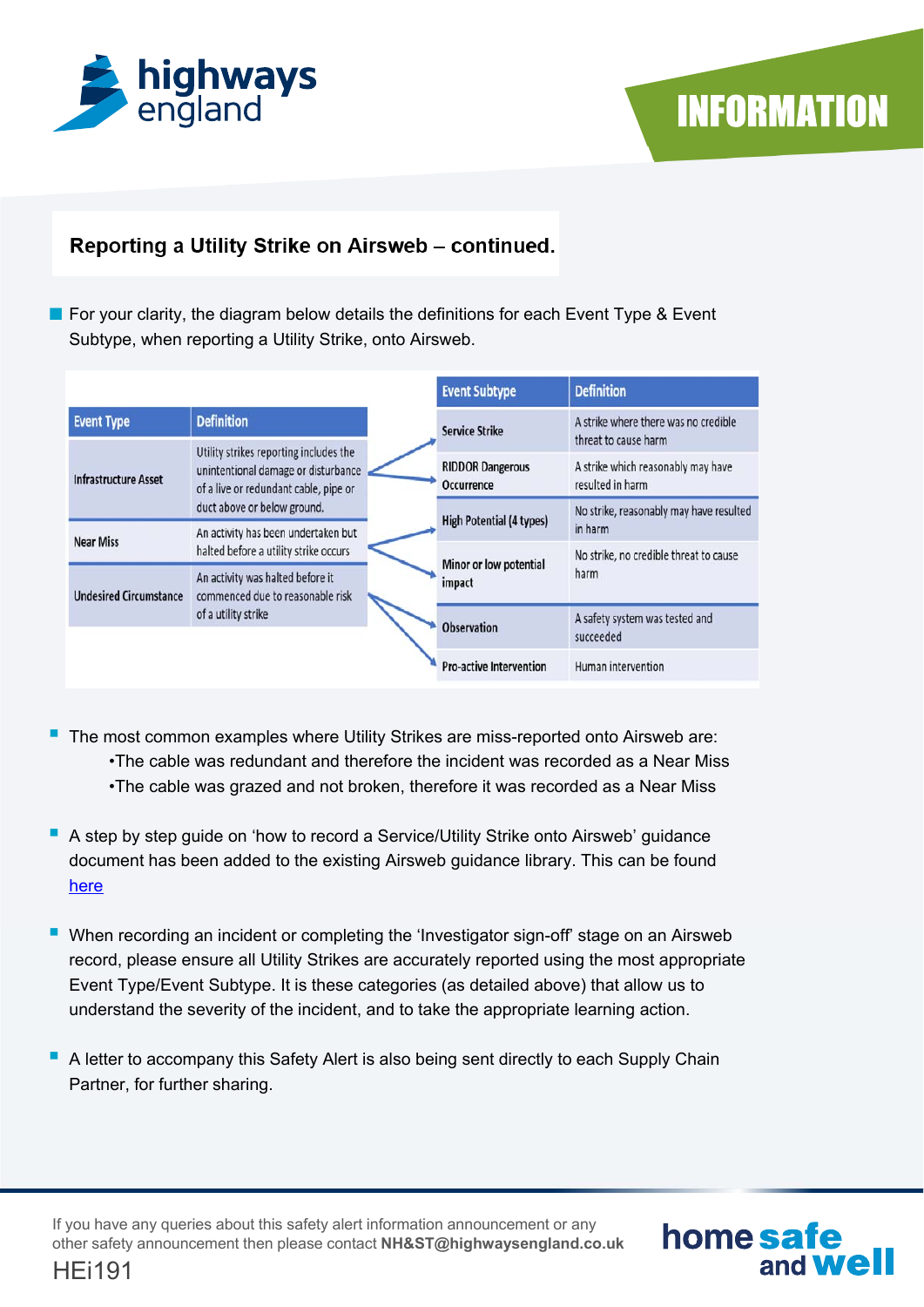**INFORMATION**

## Reporting a Utility Strike on Airsweb – continued.

- For your clarity, the diagram below details the definitions for each Event Type & Event Subtype, when reporting a Utility Strike, onto Airsweb.

| Event Type | Definition |
|---|---|
| Infrastructure Asset | Utility strikes reporting includes the unintentional damage or disturbance of a live or redundant cable, pipe or duct above or below ground. |
| Near Miss | An activity has been undertaken but halted before a utility strike occurs |
| Undesired Circumstance | An activity was halted before it commenced due to reasonable risk of a utility strike |

| Event Subtype | Definition |
|---|---|
| Service Strike | A strike where there was no credible threat to cause harm |
| RIDDOR Dangerous Occurrence | A strike which reasonably may have resulted in harm |
| High Potential (4 types) | No strike, reasonably may have resulted in harm |
| Minor or low potential impact | No strike, no credible threat to cause harm |
| Observation | A safety system was tested and succeeded |
| Pro-active Intervention | Human intervention |

- The most common examples where Utility Strikes are miss-reported onto Airsweb are:
  - The cable was redundant and therefore the incident was recorded as a Near Miss
  - The cable was grazed and not broken, therefore it was recorded as a Near Miss

- A step by step guide on 'how to record a Service/Utility Strike onto Airsweb' guidance document has been added to the existing Airsweb guidance library. This can be found here

- When recording an incident or completing the 'Investigator sign-off' stage on an Airsweb record, please ensure all Utility Strikes are accurately reported using the most appropriate Event Type/Event Subtype. It is these categories (as detailed above) that allow us to understand the severity of the incident, and to take the appropriate learning action.

- A letter to accompany this Safety Alert is also being sent directly to each Supply Chain Partner, for further sharing.

If you have any queries about this safety alert information announcement or any other safety announcement then please contact **NH&ST@highwaysengland.co.uk**

HEi191

home safe and well